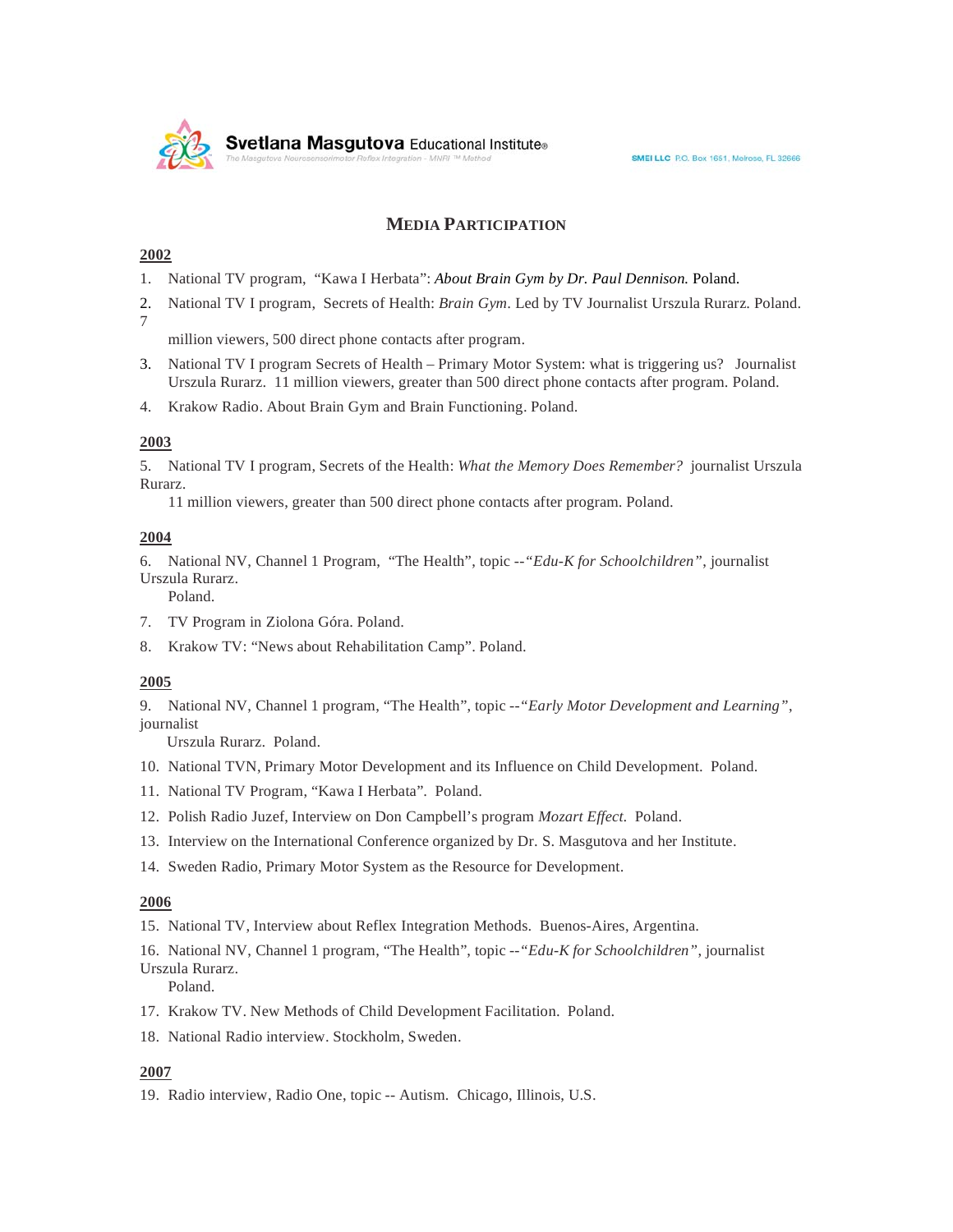Svetlana Masgutova Educational Institute®
The Masgutova Neurosensorimotor Reflex Integration - MNRI ™ Method

SMEI LLC P.O. Box 1651, Melrose, FL 32666

# MEDIA PARTICIPATION

## 2002

1. National TV program, "Kawa I Herbata": *About Brain Gym by Dr. Paul Dennison.* Poland.
2. National TV I program, Secrets of Health: *Brain Gym*. Led by TV Journalist Urszula Rurarz. Poland. 7 million viewers, 500 direct phone contacts after program.
3. National TV I program Secrets of Health – Primary Motor System: what is triggering us? Journalist Urszula Rurarz. 11 million viewers, greater than 500 direct phone contacts after program. Poland.
4. Krakow Radio. About Brain Gym and Brain Functioning. Poland.

## 2003

5. National TV I program, Secrets of the Health: *What the Memory Does Remember?* journalist Urszula Rurarz. 11 million viewers, greater than 500 direct phone contacts after program. Poland.

## 2004

6. National NV, Channel 1 Program, "The Health", topic --*"Edu-K for Schoolchildren"*, journalist Urszula Rurarz. Poland.
7. TV Program in Ziolona Góra. Poland.
8. Krakow TV: "News about Rehabilitation Camp". Poland.

## 2005

9. National NV, Channel 1 program, "The Health", topic --*"Early Motor Development and Learning"*, journalist Urszula Rurarz. Poland.
10. National TVN, Primary Motor Development and its Influence on Child Development. Poland.
11. National TV Program, "Kawa I Herbata". Poland.
12. Polish Radio Juzef, Interview on Don Campbell's program *Mozart Effect.* Poland.
13. Interview on the International Conference organized by Dr. S. Masgutova and her Institute.
14. Sweden Radio, Primary Motor System as the Resource for Development.

## 2006

15. National TV, Interview about Reflex Integration Methods. Buenos-Aires, Argentina.
16. National NV, Channel 1 program, "The Health", topic --*"Edu-K for Schoolchildren"*, journalist Urszula Rurarz. Poland.
17. Krakow TV. New Methods of Child Development Facilitation. Poland.
18. National Radio interview. Stockholm, Sweden.

## 2007

19. Radio interview, Radio One, topic -- Autism. Chicago, Illinois, U.S.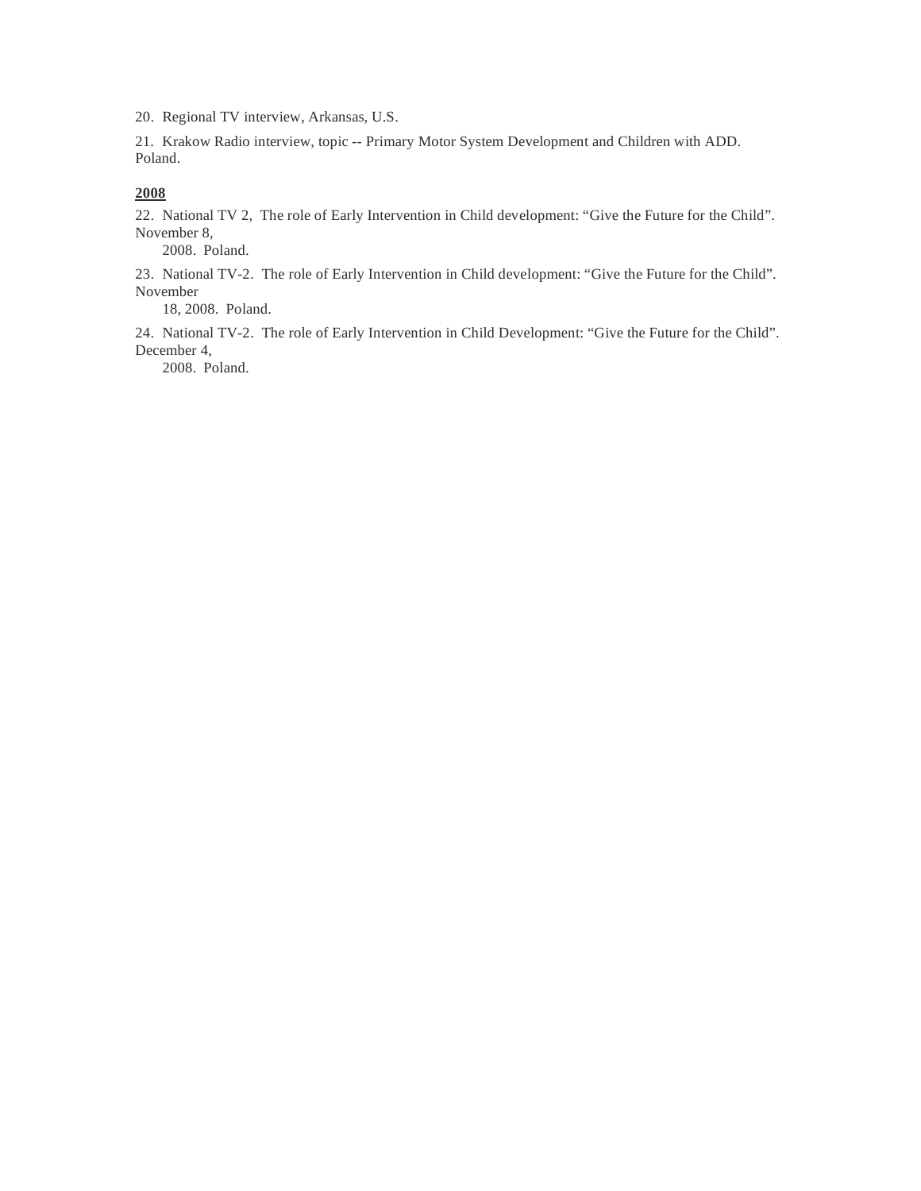20. Regional TV interview, Arkansas, U.S.

21. Krakow Radio interview, topic -- Primary Motor System Development and Children with ADD. Poland.

**2008**

22. National TV 2, The role of Early Intervention in Child development: "Give the Future for the Child". November 8, 2008. Poland.

23. National TV-2. The role of Early Intervention in Child development: "Give the Future for the Child". November 18, 2008. Poland.

24. National TV-2. The role of Early Intervention in Child Development: "Give the Future for the Child". December 4, 2008. Poland.